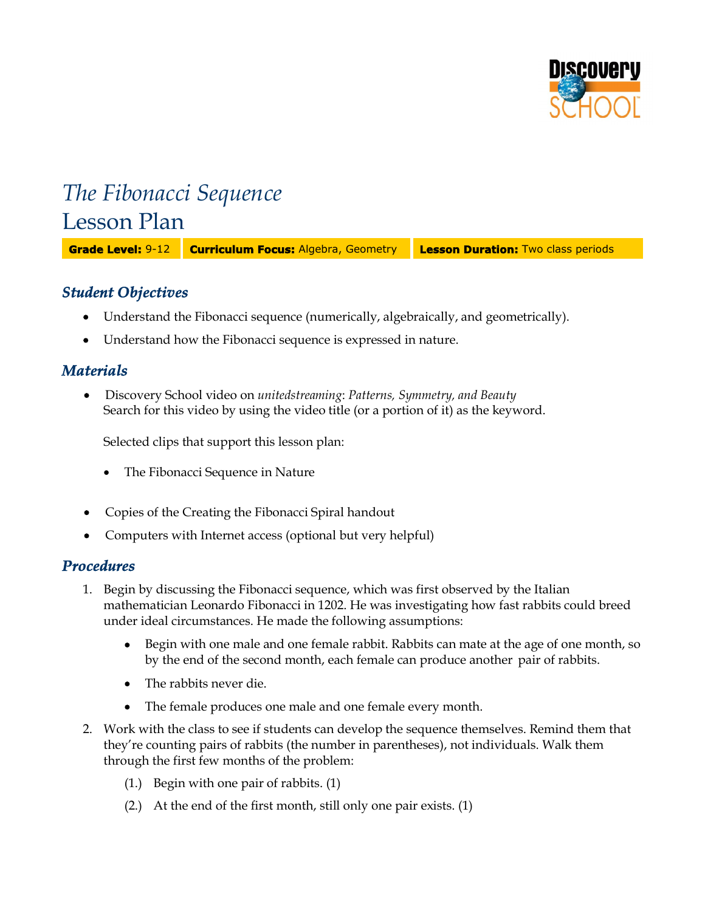# *The Fibonacci Sequence*
# Lesson Plan

| **Grade Level:** 9-12 | **Curriculum Focus:** Algebra, Geometry | **Lesson Duration:** Two class periods |
|---|---|---|

## *Student Objectives*

- Understand the Fibonacci sequence (numerically, algebraically, and geometrically).
- Understand how the Fibonacci sequence is expressed in nature.

## *Materials*

- Discovery School video on *unitedstreaming*: *Patterns, Symmetry, and Beauty*
  Search for this video by using the video title (or a portion of it) as the keyword.

  Selected clips that support this lesson plan:

  - The Fibonacci Sequence in Nature

- Copies of the Creating the Fibonacci Spiral handout
- Computers with Internet access (optional but very helpful)

## *Procedures*

1. Begin by discussing the Fibonacci sequence, which was first observed by the Italian mathematician Leonardo Fibonacci in 1202. He was investigating how fast rabbits could breed under ideal circumstances. He made the following assumptions:
   - Begin with one male and one female rabbit. Rabbits can mate at the age of one month, so by the end of the second month, each female can produce another pair of rabbits.
   - The rabbits never die.
   - The female produces one male and one female every month.
2. Work with the class to see if students can develop the sequence themselves. Remind them that they're counting pairs of rabbits (the number in parentheses), not individuals. Walk them through the first few months of the problem:
   (1.) Begin with one pair of rabbits. (1)
   (2.) At the end of the first month, still only one pair exists. (1)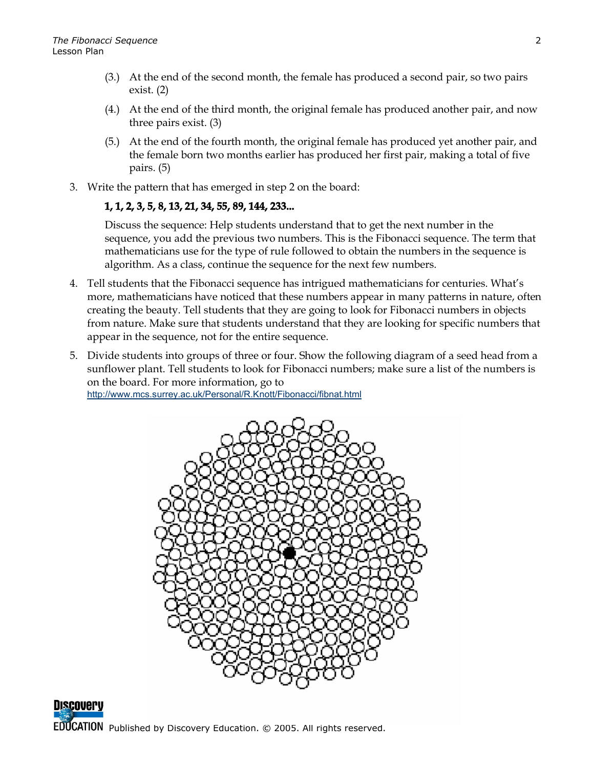(3.) At the end of the second month, the female has produced a second pair, so two pairs exist. (2)

(4.) At the end of the third month, the original female has produced another pair, and now three pairs exist. (3)

(5.) At the end of the fourth month, the original female has produced yet another pair, and the female born two months earlier has produced her first pair, making a total of five pairs. (5)

3. Write the pattern that has emerged in step 2 on the board:

   **1, 1, 2, 3, 5, 8, 13, 21, 34, 55, 89, 144, 233...**

   Discuss the sequence: Help students understand that to get the next number in the sequence, you add the previous two numbers. This is the Fibonacci sequence. The term that mathematicians use for the type of rule followed to obtain the numbers in the sequence is algorithm. As a class, continue the sequence for the next few numbers.

4. Tell students that the Fibonacci sequence has intrigued mathematicians for centuries. What's more, mathematicians have noticed that these numbers appear in many patterns in nature, often creating the beauty. Tell students that they are going to look for Fibonacci numbers in objects from nature. Make sure that students understand that they are looking for specific numbers that appear in the sequence, not for the entire sequence.

5. Divide students into groups of three or four. Show the following diagram of a seed head from a sunflower plant. Tell students to look for Fibonacci numbers; make sure a list of the numbers is on the board. For more information, go to http://www.mcs.surrey.ac.uk/Personal/R.Knott/Fibonacci/fibnat.html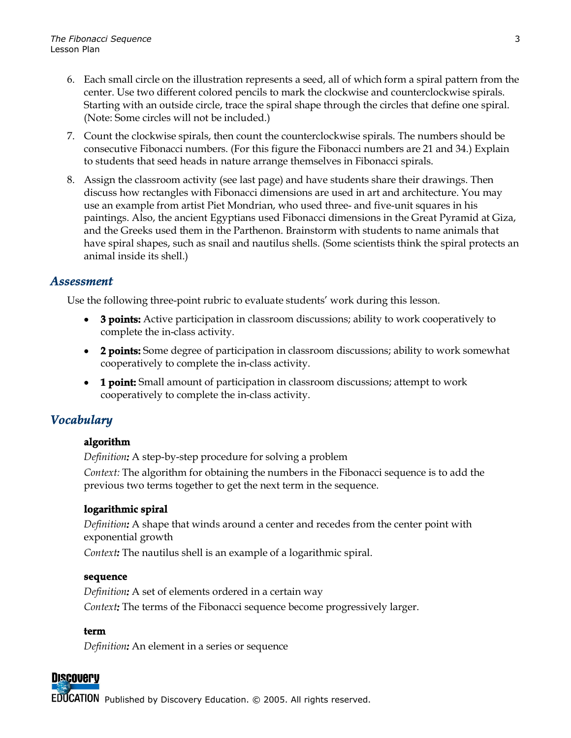6. Each small circle on the illustration represents a seed, all of which form a spiral pattern from the center. Use two different colored pencils to mark the clockwise and counterclockwise spirals. Starting with an outside circle, trace the spiral shape through the circles that define one spiral. (Note: Some circles will not be included.)
7. Count the clockwise spirals, then count the counterclockwise spirals. The numbers should be consecutive Fibonacci numbers. (For this figure the Fibonacci numbers are 21 and 34.) Explain to students that seed heads in nature arrange themselves in Fibonacci spirals.
8. Assign the classroom activity (see last page) and have students share their drawings. Then discuss how rectangles with Fibonacci dimensions are used in art and architecture. You may use an example from artist Piet Mondrian, who used three- and five-unit squares in his paintings. Also, the ancient Egyptians used Fibonacci dimensions in the Great Pyramid at Giza, and the Greeks used them in the Parthenon. Brainstorm with students to name animals that have spiral shapes, such as snail and nautilus shells. (Some scientists think the spiral protects an animal inside its shell.)

## Assessment

Use the following three-point rubric to evaluate students' work during this lesson.

- **3 points:** Active participation in classroom discussions; ability to work cooperatively to complete the in-class activity.
- **2 points:** Some degree of participation in classroom discussions; ability to work somewhat cooperatively to complete the in-class activity.
- **1 point:** Small amount of participation in classroom discussions; attempt to work cooperatively to complete the in-class activity.

## Vocabulary

**algorithm**
*Definition:* A step-by-step procedure for solving a problem
*Context:* The algorithm for obtaining the numbers in the Fibonacci sequence is to add the previous two terms together to get the next term in the sequence.

**logarithmic spiral**
*Definition:* A shape that winds around a center and recedes from the center point with exponential growth
*Context:* The nautilus shell is an example of a logarithmic spiral.

**sequence**
*Definition:* A set of elements ordered in a certain way
*Context:* The terms of the Fibonacci sequence become progressively larger.

**term**
*Definition:* An element in a series or sequence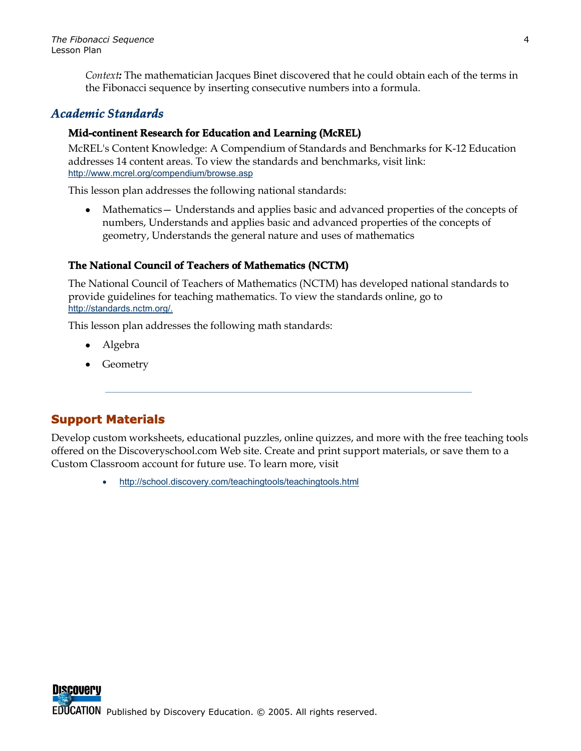*Context***:** The mathematician Jacques Binet discovered that he could obtain each of the terms in the Fibonacci sequence by inserting consecutive numbers into a formula.

## *Academic Standards*

### Mid-continent Research for Education and Learning (McREL)

McREL's Content Knowledge: A Compendium of Standards and Benchmarks for K-12 Education addresses 14 content areas. To view the standards and benchmarks, visit link: http://www.mcrel.org/compendium/browse.asp

This lesson plan addresses the following national standards:

- Mathematics— Understands and applies basic and advanced properties of the concepts of numbers, Understands and applies basic and advanced properties of the concepts of geometry, Understands the general nature and uses of mathematics

### The National Council of Teachers of Mathematics (NCTM)

The National Council of Teachers of Mathematics (NCTM) has developed national standards to provide guidelines for teaching mathematics. To view the standards online, go to http://standards.nctm.org/.

This lesson plan addresses the following math standards:

- Algebra
- Geometry

---

## Support Materials

Develop custom worksheets, educational puzzles, online quizzes, and more with the free teaching tools offered on the Discoveryschool.com Web site. Create and print support materials, or save them to a Custom Classroom account for future use. To learn more, visit

- http://school.discovery.com/teachingtools/teachingtools.html

Published by Discovery Education. © 2005. All rights reserved.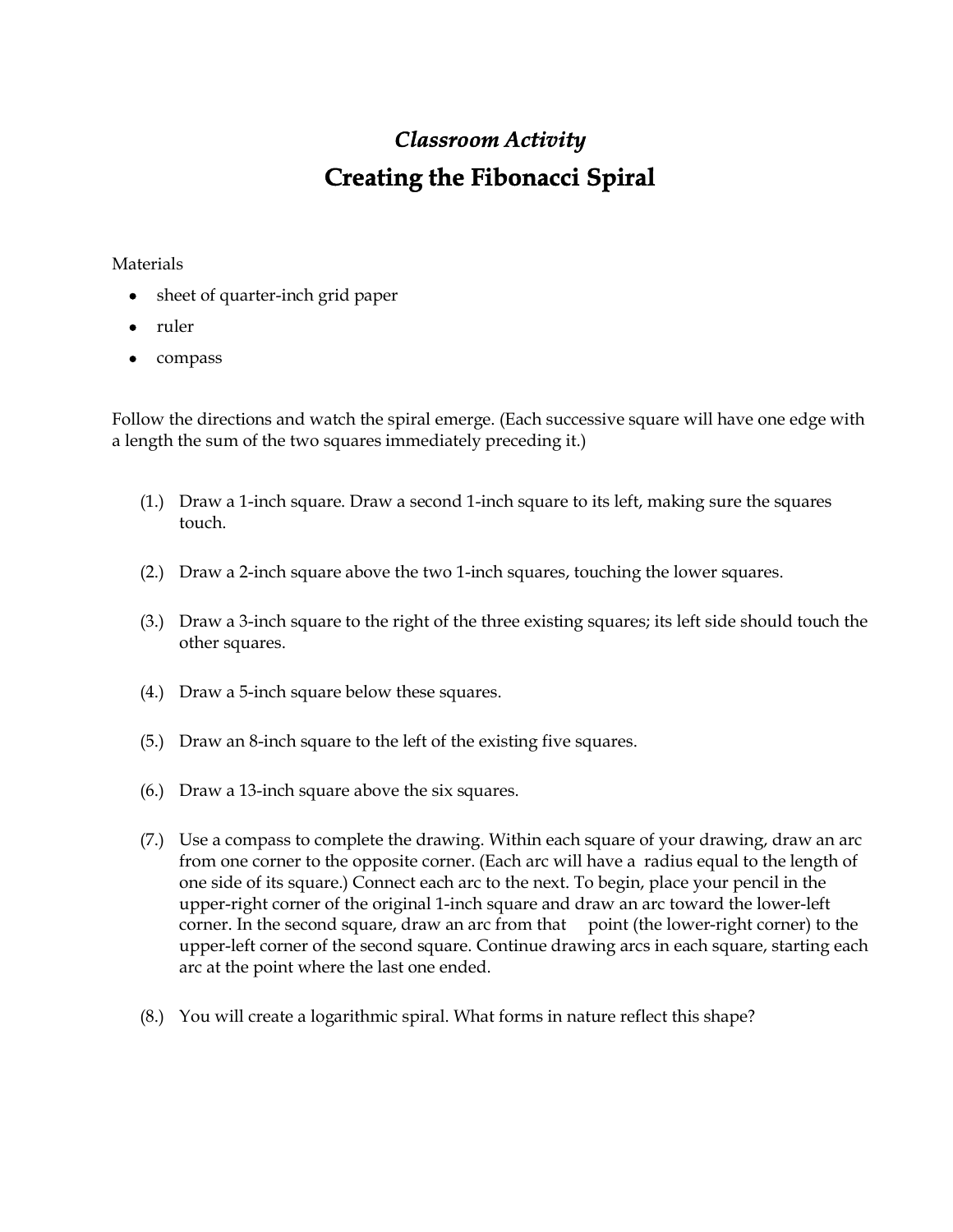*Classroom Activity*

# Creating the Fibonacci Spiral

Materials

- sheet of quarter-inch grid paper
- ruler
- compass

Follow the directions and watch the spiral emerge. (Each successive square will have one edge with a length the sum of the two squares immediately preceding it.)

(1.) Draw a 1-inch square. Draw a second 1-inch square to its left, making sure the squares touch.

(2.) Draw a 2-inch square above the two 1-inch squares, touching the lower squares.

(3.) Draw a 3-inch square to the right of the three existing squares; its left side should touch the other squares.

(4.) Draw a 5-inch square below these squares.

(5.) Draw an 8-inch square to the left of the existing five squares.

(6.) Draw a 13-inch square above the six squares.

(7.) Use a compass to complete the drawing. Within each square of your drawing, draw an arc from one corner to the opposite corner. (Each arc will have a radius equal to the length of one side of its square.) Connect each arc to the next. To begin, place your pencil in the upper-right corner of the original 1-inch square and draw an arc toward the lower-left corner. In the second square, draw an arc from that point (the lower-right corner) to the upper-left corner of the second square. Continue drawing arcs in each square, starting each arc at the point where the last one ended.

(8.) You will create a logarithmic spiral. What forms in nature reflect this shape?